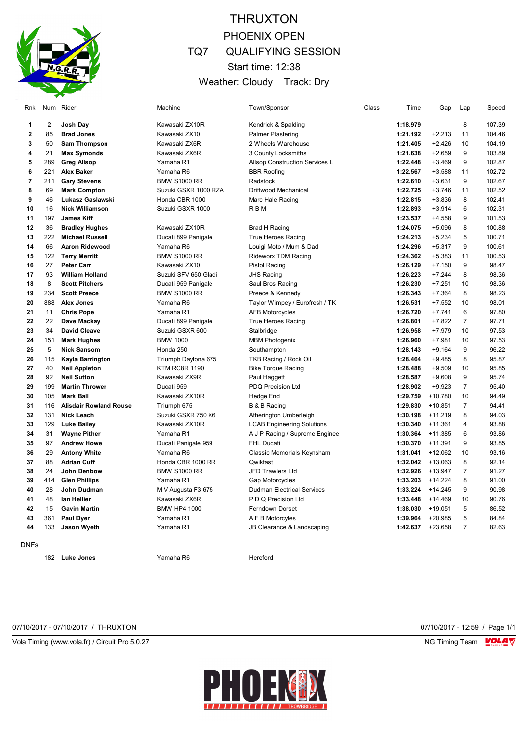# THRUXTON

## PHOENIX OPEN

## TQ7 QUALIFYING SESSION

Start time: 12:38

Weather: Cloudy Track: Dry

| Rnk | Num | Rider | Machine | Town/Sponsor | Class | Time | Gap | Lap | Speed |
|---|---|---|---|---|---|---|---|---|---|
| 1 | 2 | **Josh Day** | Kawasaki ZX10R | Kendrick & Spalding | | **1:18.979** | | 8 | 107.39 |
| 2 | 85 | **Brad Jones** | Kawasaki ZX10 | Palmer Plastering | | **1:21.192** | +2.213 | 11 | 104.46 |
| 3 | 50 | **Sam Thompson** | Kawasaki ZX6R | 2 Wheels Warehouse | | **1:21.405** | +2.426 | 10 | 104.19 |
| 4 | 21 | **Max Symonds** | Kawasaki ZX6R | 3 County Locksmiths | | **1:21.638** | +2.659 | 9 | 103.89 |
| 5 | 289 | **Greg Allsop** | Yamaha R1 | Allsop Construction Services L | | **1:22.448** | +3.469 | 9 | 102.87 |
| 6 | 221 | **Alex Baker** | Yamaha R6 | BBR Roofing | | **1:22.567** | +3.588 | 11 | 102.72 |
| 7 | 211 | **Gary Stevens** | BMW S1000 RR | Radstock | | **1:22.610** | +3.631 | 9 | 102.67 |
| 8 | 69 | **Mark Compton** | Suzuki GSXR 1000 RZA | Driftwood Mechanical | | **1:22.725** | +3.746 | 11 | 102.52 |
| 9 | 46 | **Lukasz Gaslawski** | Honda CBR 1000 | Marc Hale Racing | | **1:22.815** | +3.836 | 8 | 102.41 |
| 10 | 16 | **Nick Williamson** | Suzuki GSXR 1000 | R B M | | **1:22.893** | +3.914 | 6 | 102.31 |
| 11 | 197 | **James Kiff** | | | | **1:23.537** | +4.558 | 9 | 101.53 |
| 12 | 36 | **Bradley Hughes** | Kawasaki ZX10R | Brad H Racing | | **1:24.075** | +5.096 | 8 | 100.88 |
| 13 | 222 | **Michael Russell** | Ducati 899 Panigale | True Heroes Racing | | **1:24.213** | +5.234 | 5 | 100.71 |
| 14 | 66 | **Aaron Ridewood** | Yamaha R6 | Louigi Moto / Mum & Dad | | **1:24.296** | +5.317 | 9 | 100.61 |
| 15 | 122 | **Terry Merritt** | BMW S1000 RR | Rideworx TDM Racing | | **1:24.362** | +5.383 | 11 | 100.53 |
| 16 | 27 | **Peter Carr** | Kawasaki ZX10 | Pistol Racing | | **1:26.129** | +7.150 | 9 | 98.47 |
| 17 | 93 | **William Holland** | Suzuki SFV 650 Gladi | JHS Racing | | **1:26.223** | +7.244 | 8 | 98.36 |
| 18 | 8 | **Scott Pitchers** | Ducati 959 Panigale | Saul Bros Racing | | **1:26.230** | +7.251 | 10 | 98.36 |
| 19 | 234 | **Scott Preece** | BMW S1000 RR | Preece & Kennedy | | **1:26.343** | +7.364 | 8 | 98.23 |
| 20 | 888 | **Alex Jones** | Yamaha R6 | Taylor Wimpey / Eurofresh / TK | | **1:26.531** | +7.552 | 10 | 98.01 |
| 21 | 11 | **Chris Pope** | Yamaha R1 | AFB Motorcycles | | **1:26.720** | +7.741 | 6 | 97.80 |
| 22 | 22 | **Dave Mackay** | Ducati 899 Panigale | True Heroes Racing | | **1:26.801** | +7.822 | 7 | 97.71 |
| 23 | 34 | **David Cleave** | Suzuki GSXR 600 | Stalbridge | | **1:26.958** | +7.979 | 10 | 97.53 |
| 24 | 151 | **Mark Hughes** | BMW 1000 | MBM Photogenix | | **1:26.960** | +7.981 | 10 | 97.53 |
| 25 | 5 | **Nick Sansom** | Honda 250 | Southampton | | **1:28.143** | +9.164 | 9 | 96.22 |
| 26 | 115 | **Kayla Barrington** | Triumph Daytona 675 | TKB Racing / Rock Oil | | **1:28.464** | +9.485 | 8 | 95.87 |
| 27 | 40 | **Neil Appleton** | KTM RC8R 1190 | Bike Torque Racing | | **1:28.488** | +9.509 | 10 | 95.85 |
| 28 | 92 | **Neil Sutton** | Kawasaki ZX9R | Paul Haggett | | **1:28.587** | +9.608 | 9 | 95.74 |
| 29 | 199 | **Martin Thrower** | Ducati 959 | PDQ Precision Ltd | | **1:28.902** | +9.923 | 7 | 95.40 |
| 30 | 105 | **Mark Ball** | Kawasaki ZX10R | Hedge End | | **1:29.759** | +10.780 | 10 | 94.49 |
| 31 | 116 | **Alisdair Rowland Rouse** | Triumph 675 | B & B Racing | | **1:29.830** | +10.851 | 7 | 94.41 |
| 32 | 131 | **Nick Leach** | Suzuki GSXR 750 K6 | Atherington Umberleigh | | **1:30.198** | +11.219 | 8 | 94.03 |
| 33 | 129 | **Luke Bailey** | Kawasaki ZX10R | LCAB Engineering Solutions | | **1:30.340** | +11.361 | 4 | 93.88 |
| 34 | 31 | **Wayne Pither** | Yamaha R1 | A J P Racing / Supreme Enginee | | **1:30.364** | +11.385 | 6 | 93.86 |
| 35 | 97 | **Andrew Howe** | Ducati Panigale 959 | FHL Ducati | | **1:30.370** | +11.391 | 9 | 93.85 |
| 36 | 29 | **Antony White** | Yamaha R6 | Classic Memorials Keynsham | | **1:31.041** | +12.062 | 10 | 93.16 |
| 37 | 88 | **Adrian Cuff** | Honda CBR 1000 RR | Qwikfast | | **1:32.042** | +13.063 | 8 | 92.14 |
| 38 | 24 | **John Denbow** | BMW S1000 RR | JFD Trawlers Ltd | | **1:32.926** | +13.947 | 7 | 91.27 |
| 39 | 414 | **Glen Phillips** | Yamaha R1 | Gap Motorcycles | | **1:33.203** | +14.224 | 8 | 91.00 |
| 40 | 28 | **John Dudman** | M V Augusta F3 675 | Dudman Electrical Services | | **1:33.224** | +14.245 | 9 | 90.98 |
| 41 | 48 | **Ian Hellier** | Kawasaki ZX6R | P D Q Precision Ltd | | **1:33.448** | +14.469 | 10 | 90.76 |
| 42 | 15 | **Gavin Martin** | BMW HP4 1000 | Ferndown Dorset | | **1:38.030** | +19.051 | 5 | 86.52 |
| 43 | 361 | **Paul Dyer** | Yamaha R1 | A F B Motorcyles | | **1:39.964** | +20.985 | 5 | 84.84 |
| 44 | 133 | **Jason Wyeth** | Yamaha R1 | JB Clearance & Landscaping | | **1:42.637** | +23.658 | 7 | 82.63 |

DNFs

| Num | Rider | Machine | Town/Sponsor |
|---|---|---|---|
| 182 | **Luke Jones** | Yamaha R6 | Hereford |

07/10/2017 - 07/10/2017 / THRUXTON

07/10/2017 - 12:59 / Page 1/1

Vola Timing (www.vola.fr) / Circuit Pro 5.0.27

NG Timing Team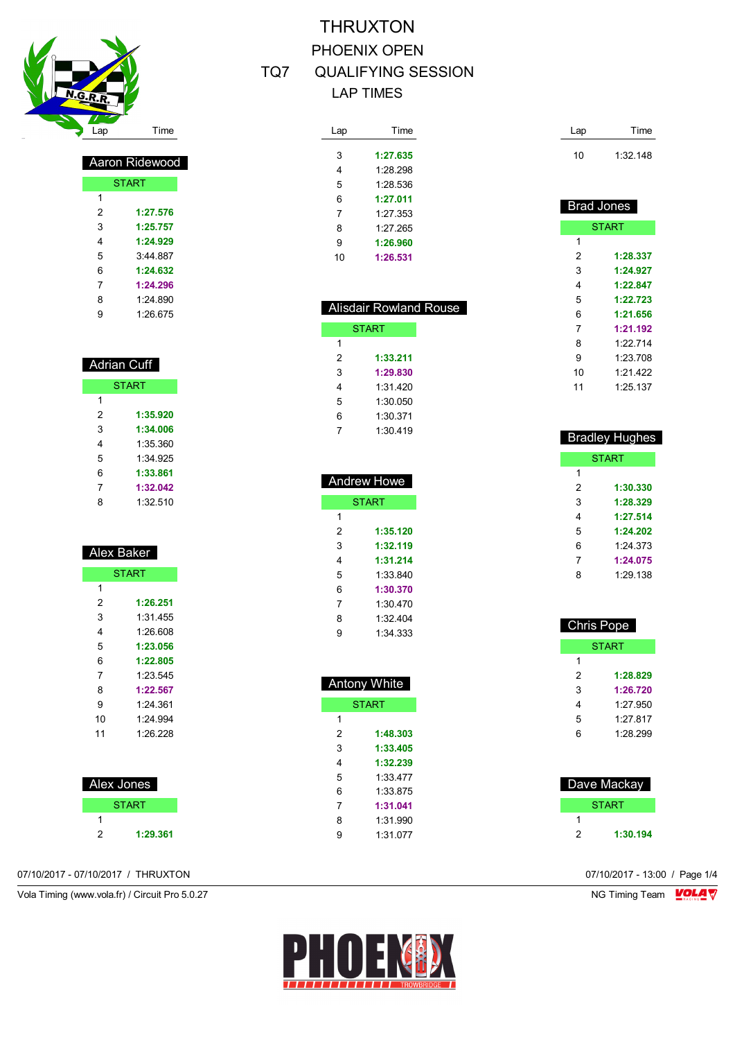# THRUXTON

## PHOENIX OPEN

## TQ7 QUALIFYING SESSION

## LAP TIMES

### Aaron Ridewood

| Lap | Time |
|---|---|
| START | |
| 1 | |
| 2 | **1:27.576** |
| 3 | **1:25.757** |
| 4 | **1:24.929** |
| 5 | 3:44.887 |
| 6 | **1:24.632** |
| 7 | **1:24.296** |
| 8 | 1:24.890 |
| 9 | 1:26.675 |

### Adrian Cuff

| Lap | Time |
|---|---|
| START | |
| 1 | |
| 2 | **1:35.920** |
| 3 | **1:34.006** |
| 4 | 1:35.360 |
| 5 | 1:34.925 |
| 6 | **1:33.861** |
| 7 | **1:32.042** |
| 8 | 1:32.510 |

### Alex Baker

| Lap | Time |
|---|---|
| START | |
| 1 | |
| 2 | **1:26.251** |
| 3 | 1:31.455 |
| 4 | 1:26.608 |
| 5 | **1:23.056** |
| 6 | **1:22.805** |
| 7 | 1:23.545 |
| 8 | **1:22.567** |
| 9 | 1:24.361 |
| 10 | 1:24.994 |
| 11 | 1:26.228 |

### Alex Jones

| Lap | Time |
|---|---|
| START | |
| 1 | |
| 2 | **1:29.361** |
| 3 | **1:27.635** |
| 4 | 1:28.298 |
| 5 | 1:28.536 |
| 6 | **1:27.011** |
| 7 | 1:27.353 |
| 8 | 1:27.265 |
| 9 | **1:26.960** |
| 10 | **1:26.531** |

### Alisdair Rowland Rouse

| Lap | Time |
|---|---|
| START | |
| 1 | |
| 2 | **1:33.211** |
| 3 | **1:29.830** |
| 4 | 1:31.420 |
| 5 | 1:30.050 |
| 6 | 1:30.371 |
| 7 | 1:30.419 |

### Andrew Howe

| Lap | Time |
|---|---|
| START | |
| 1 | |
| 2 | **1:35.120** |
| 3 | **1:32.119** |
| 4 | **1:31.214** |
| 5 | 1:33.840 |
| 6 | **1:30.370** |
| 7 | 1:30.470 |
| 8 | 1:32.404 |
| 9 | 1:34.333 |

### Antony White

| Lap | Time |
|---|---|
| START | |
| 1 | |
| 2 | **1:48.303** |
| 3 | **1:33.405** |
| 4 | **1:32.239** |
| 5 | 1:33.477 |
| 6 | 1:33.875 |
| 7 | **1:31.041** |
| 8 | 1:31.990 |
| 9 | 1:31.077 |
| 10 | 1:32.148 |

### Brad Jones

| Lap | Time |
|---|---|
| START | |
| 1 | |
| 2 | **1:28.337** |
| 3 | **1:24.927** |
| 4 | **1:22.847** |
| 5 | **1:22.723** |
| 6 | **1:21.656** |
| 7 | **1:21.192** |
| 8 | 1:22.714 |
| 9 | 1:23.708 |
| 10 | 1:21.422 |
| 11 | 1:25.137 |

### Bradley Hughes

| Lap | Time |
|---|---|
| START | |
| 1 | |
| 2 | **1:30.330** |
| 3 | **1:28.329** |
| 4 | **1:27.514** |
| 5 | **1:24.202** |
| 6 | 1:24.373 |
| 7 | **1:24.075** |
| 8 | 1:29.138 |

### Chris Pope

| Lap | Time |
|---|---|
| START | |
| 1 | |
| 2 | **1:28.829** |
| 3 | **1:26.720** |
| 4 | 1:27.950 |
| 5 | 1:27.817 |
| 6 | 1:28.299 |

### Dave Mackay

| Lap | Time |
|---|---|
| START | |
| 1 | |
| 2 | **1:30.194** |

07/10/2017 - 07/10/2017 / THRUXTON

07/10/2017 - 13:00 / Page 1/4

Vola Timing (www.vola.fr) / Circuit Pro 5.0.27

NG Timing Team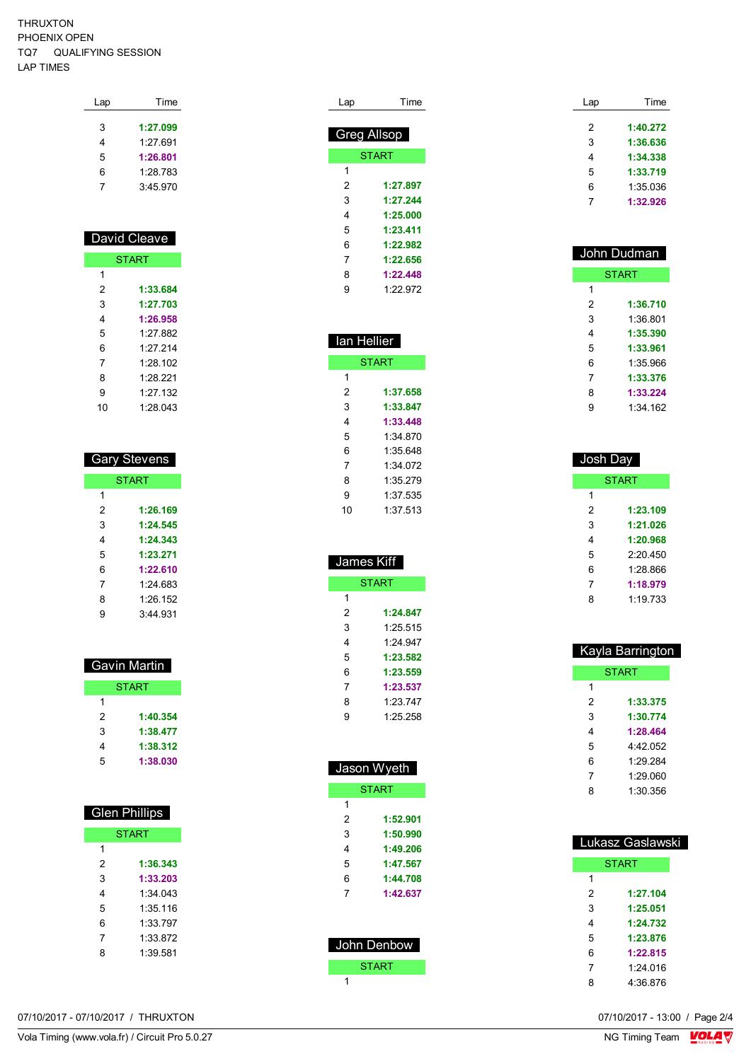THRUXTON
PHOENIX OPEN
TQ7 QUALIFYING SESSION
LAP TIMES

| Lap | Time |
|---|---|
| 3 | 1:27.099 |
| 4 | 1:27.691 |
| 5 | 1:26.801 |
| 6 | 1:28.783 |
| 7 | 3:45.970 |

## David Cleave

| Lap | Time |
|---|---|
| START | |
| 1 | |
| 2 | 1:33.684 |
| 3 | 1:27.703 |
| 4 | 1:26.958 |
| 5 | 1:27.882 |
| 6 | 1:27.214 |
| 7 | 1:28.102 |
| 8 | 1:28.221 |
| 9 | 1:27.132 |
| 10 | 1:28.043 |

## Gary Stevens

| Lap | Time |
|---|---|
| START | |
| 1 | |
| 2 | 1:26.169 |
| 3 | 1:24.545 |
| 4 | 1:24.343 |
| 5 | 1:23.271 |
| 6 | 1:22.610 |
| 7 | 1:24.683 |
| 8 | 1:26.152 |
| 9 | 3:44.931 |

## Gavin Martin

| Lap | Time |
|---|---|
| START | |
| 1 | |
| 2 | 1:40.354 |
| 3 | 1:38.477 |
| 4 | 1:38.312 |
| 5 | 1:38.030 |

## Glen Phillips

| Lap | Time |
|---|---|
| START | |
| 1 | |
| 2 | 1:36.343 |
| 3 | 1:33.203 |
| 4 | 1:34.043 |
| 5 | 1:35.116 |
| 6 | 1:33.797 |
| 7 | 1:33.872 |
| 8 | 1:39.581 |

## Greg Allsop

| Lap | Time |
|---|---|
| START | |
| 1 | |
| 2 | 1:27.897 |
| 3 | 1:27.244 |
| 4 | 1:25.000 |
| 5 | 1:23.411 |
| 6 | 1:22.982 |
| 7 | 1:22.656 |
| 8 | 1:22.448 |
| 9 | 1:22.972 |

## Ian Hellier

| Lap | Time |
|---|---|
| START | |
| 1 | |
| 2 | 1:37.658 |
| 3 | 1:33.847 |
| 4 | 1:33.448 |
| 5 | 1:34.870 |
| 6 | 1:35.648 |
| 7 | 1:34.072 |
| 8 | 1:35.279 |
| 9 | 1:37.535 |
| 10 | 1:37.513 |

## James Kiff

| Lap | Time |
|---|---|
| START | |
| 1 | |
| 2 | 1:24.847 |
| 3 | 1:25.515 |
| 4 | 1:24.947 |
| 5 | 1:23.582 |
| 6 | 1:23.559 |
| 7 | 1:23.537 |
| 8 | 1:23.747 |
| 9 | 1:25.258 |

## Jason Wyeth

| Lap | Time |
|---|---|
| START | |
| 1 | |
| 2 | 1:52.901 |
| 3 | 1:50.990 |
| 4 | 1:49.206 |
| 5 | 1:47.567 |
| 6 | 1:44.708 |
| 7 | 1:42.637 |

## John Denbow

| Lap | Time |
|---|---|
| START | |
| 1 | |

| Lap | Time |
|---|---|
| 2 | 1:40.272 |
| 3 | 1:36.636 |
| 4 | 1:34.338 |
| 5 | 1:33.719 |
| 6 | 1:35.036 |
| 7 | 1:32.926 |

## John Dudman

| Lap | Time |
|---|---|
| START | |
| 1 | |
| 2 | 1:36.710 |
| 3 | 1:36.801 |
| 4 | 1:35.390 |
| 5 | 1:33.961 |
| 6 | 1:35.966 |
| 7 | 1:33.376 |
| 8 | 1:33.224 |
| 9 | 1:34.162 |

## Josh Day

| Lap | Time |
|---|---|
| START | |
| 1 | |
| 2 | 1:23.109 |
| 3 | 1:21.026 |
| 4 | 1:20.968 |
| 5 | 2:20.450 |
| 6 | 1:28.866 |
| 7 | 1:18.979 |
| 8 | 1:19.733 |

## Kayla Barrington

| Lap | Time |
|---|---|
| START | |
| 1 | |
| 2 | 1:33.375 |
| 3 | 1:30.774 |
| 4 | 1:28.464 |
| 5 | 4:42.052 |
| 6 | 1:29.284 |
| 7 | 1:29.060 |
| 8 | 1:30.356 |

## Lukasz Gaslawski

| Lap | Time |
|---|---|
| START | |
| 1 | |
| 2 | 1:27.104 |
| 3 | 1:25.051 |
| 4 | 1:24.732 |
| 5 | 1:23.876 |
| 6 | 1:22.815 |
| 7 | 1:24.016 |
| 8 | 4:36.876 |

07/10/2017 - 07/10/2017 / THRUXTON
Vola Timing (www.vola.fr) / Circuit Pro 5.0.27
07/10/2017 - 13:00 / Page 2/4
NG Timing Team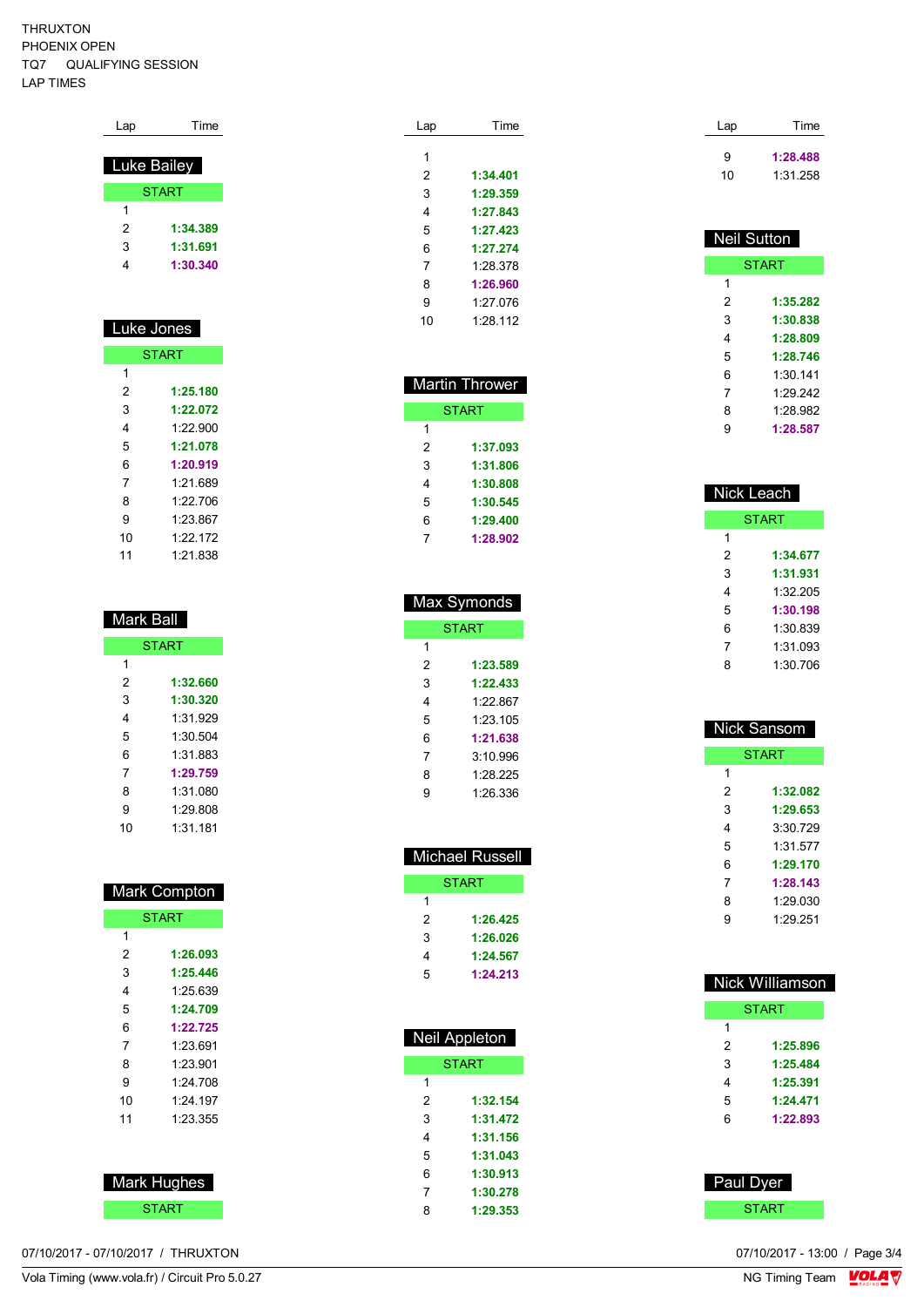THRUXTON
PHOENIX OPEN
TQ7 QUALIFYING SESSION
LAP TIMES

## Luke Bailey

| Lap | Time |
|---|---|
| START | |
| 1 | |
| 2 | **1:34.389** |
| 3 | **1:31.691** |
| 4 | **1:30.340** |

## Luke Jones

| Lap | Time |
|---|---|
| START | |
| 1 | |
| 2 | **1:25.180** |
| 3 | **1:22.072** |
| 4 | 1:22.900 |
| 5 | **1:21.078** |
| 6 | **1:20.919** |
| 7 | 1:21.689 |
| 8 | 1:22.706 |
| 9 | 1:23.867 |
| 10 | 1:22.172 |
| 11 | 1:21.838 |

## Mark Ball

| Lap | Time |
|---|---|
| START | |
| 1 | |
| 2 | **1:32.660** |
| 3 | **1:30.320** |
| 4 | 1:31.929 |
| 5 | 1:30.504 |
| 6 | 1:31.883 |
| 7 | **1:29.759** |
| 8 | 1:31.080 |
| 9 | 1:29.808 |
| 10 | 1:31.181 |

## Mark Compton

| Lap | Time |
|---|---|
| START | |
| 1 | |
| 2 | **1:26.093** |
| 3 | **1:25.446** |
| 4 | 1:25.639 |
| 5 | **1:24.709** |
| 6 | **1:22.725** |
| 7 | 1:23.691 |
| 8 | 1:23.901 |
| 9 | 1:24.708 |
| 10 | 1:24.197 |
| 11 | 1:23.355 |

## Mark Hughes

| Lap | Time |
|---|---|
| START | |
| 1 | |
| 2 | **1:34.401** |
| 3 | **1:29.359** |
| 4 | **1:27.843** |
| 5 | **1:27.423** |
| 6 | **1:27.274** |
| 7 | 1:28.378 |
| 8 | **1:26.960** |
| 9 | 1:27.076 |
| 10 | 1:28.112 |

## Martin Thrower

| Lap | Time |
|---|---|
| START | |
| 1 | |
| 2 | **1:37.093** |
| 3 | **1:31.806** |
| 4 | **1:30.808** |
| 5 | **1:30.545** |
| 6 | **1:29.400** |
| 7 | **1:28.902** |

## Max Symonds

| Lap | Time |
|---|---|
| START | |
| 1 | |
| 2 | **1:23.589** |
| 3 | **1:22.433** |
| 4 | 1:22.867 |
| 5 | 1:23.105 |
| 6 | **1:21.638** |
| 7 | 3:10.996 |
| 8 | 1:28.225 |
| 9 | 1:26.336 |

## Michael Russell

| Lap | Time |
|---|---|
| START | |
| 1 | |
| 2 | **1:26.425** |
| 3 | **1:26.026** |
| 4 | **1:24.567** |
| 5 | **1:24.213** |

## Neil Appleton

| Lap | Time |
|---|---|
| START | |
| 1 | |
| 2 | **1:32.154** |
| 3 | **1:31.472** |
| 4 | **1:31.156** |
| 5 | **1:31.043** |
| 6 | **1:30.913** |
| 7 | **1:30.278** |
| 8 | **1:29.353** |
| 9 | **1:28.488** |
| 10 | 1:31.258 |

## Neil Sutton

| Lap | Time |
|---|---|
| START | |
| 1 | |
| 2 | **1:35.282** |
| 3 | **1:30.838** |
| 4 | **1:28.809** |
| 5 | **1:28.746** |
| 6 | 1:30.141 |
| 7 | 1:29.242 |
| 8 | 1:28.982 |
| 9 | **1:28.587** |

## Nick Leach

| Lap | Time |
|---|---|
| START | |
| 1 | |
| 2 | **1:34.677** |
| 3 | **1:31.931** |
| 4 | 1:32.205 |
| 5 | **1:30.198** |
| 6 | 1:30.839 |
| 7 | 1:31.093 |
| 8 | 1:30.706 |

## Nick Sansom

| Lap | Time |
|---|---|
| START | |
| 1 | |
| 2 | **1:32.082** |
| 3 | **1:29.653** |
| 4 | 3:30.729 |
| 5 | 1:31.577 |
| 6 | **1:29.170** |
| 7 | **1:28.143** |
| 8 | 1:29.030 |
| 9 | 1:29.251 |

## Nick Williamson

| Lap | Time |
|---|---|
| START | |
| 1 | |
| 2 | **1:25.896** |
| 3 | **1:25.484** |
| 4 | **1:25.391** |
| 5 | **1:24.471** |
| 6 | **1:22.893** |

## Paul Dyer

| Lap | Time |
|---|---|
| START | |

07/10/2017 - 07/10/2017 / THRUXTON
Vola Timing (www.vola.fr) / Circuit Pro 5.0.27
07/10/2017 - 13:00
NG Timing Team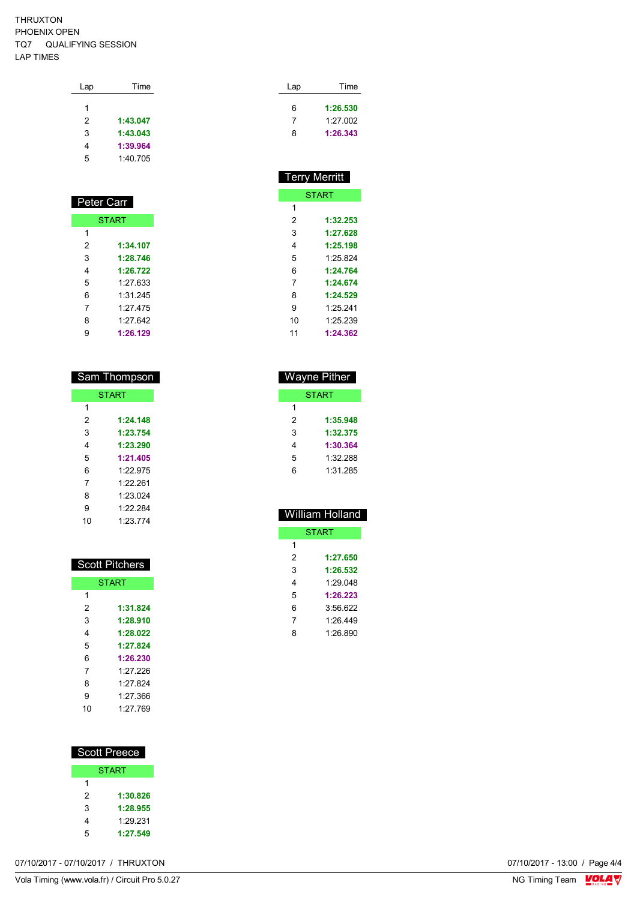THRUXTON
PHOENIX OPEN
TQ7 QUALIFYING SESSION
LAP TIMES

| Lap | Time |
|---|---|
| 1 | |
| 2 | **1:43.047** |
| 3 | **1:43.043** |
| 4 | **1:39.964** |
| 5 | 1:40.705 |
| 6 | **1:26.530** |
| 7 | 1:27.002 |
| 8 | **1:26.343** |

## Peter Carr

| Lap | Time |
|---|---|
| START | |
| 1 | |
| 2 | **1:34.107** |
| 3 | **1:28.746** |
| 4 | **1:26.722** |
| 5 | 1:27.633 |
| 6 | 1:31.245 |
| 7 | 1:27.475 |
| 8 | 1:27.642 |
| 9 | **1:26.129** |

## Sam Thompson

| Lap | Time |
|---|---|
| START | |
| 1 | |
| 2 | **1:24.148** |
| 3 | **1:23.754** |
| 4 | **1:23.290** |
| 5 | **1:21.405** |
| 6 | 1:22.975 |
| 7 | 1:22.261 |
| 8 | 1:23.024 |
| 9 | 1:22.284 |
| 10 | 1:23.774 |

## Scott Pitchers

| Lap | Time |
|---|---|
| START | |
| 1 | |
| 2 | **1:31.824** |
| 3 | **1:28.910** |
| 4 | **1:28.022** |
| 5 | **1:27.824** |
| 6 | **1:26.230** |
| 7 | 1:27.226 |
| 8 | 1:27.824 |
| 9 | 1:27.366 |
| 10 | 1:27.769 |

## Scott Preece

| Lap | Time |
|---|---|
| START | |
| 1 | |
| 2 | **1:30.826** |
| 3 | **1:28.955** |
| 4 | 1:29.231 |
| 5 | **1:27.549** |

## Terry Merritt

| Lap | Time |
|---|---|
| START | |
| 1 | |
| 2 | **1:32.253** |
| 3 | **1:27.628** |
| 4 | **1:25.198** |
| 5 | 1:25.824 |
| 6 | **1:24.764** |
| 7 | **1:24.674** |
| 8 | **1:24.529** |
| 9 | 1:25.241 |
| 10 | 1:25.239 |
| 11 | **1:24.362** |

## Wayne Pither

| Lap | Time |
|---|---|
| START | |
| 1 | |
| 2 | **1:35.948** |
| 3 | **1:32.375** |
| 4 | **1:30.364** |
| 5 | 1:32.288 |
| 6 | 1:31.285 |

## William Holland

| Lap | Time |
|---|---|
| START | |
| 1 | |
| 2 | **1:27.650** |
| 3 | **1:26.532** |
| 4 | 1:29.048 |
| 5 | **1:26.223** |
| 6 | 3:56.622 |
| 7 | 1:26.449 |
| 8 | 1:26.890 |

07/10/2017 - 07/10/2017 / THRUXTON
Vola Timing (www.vola.fr) / Circuit Pro 5.0.27
07/10/2017 - 13:00
NG Timing Team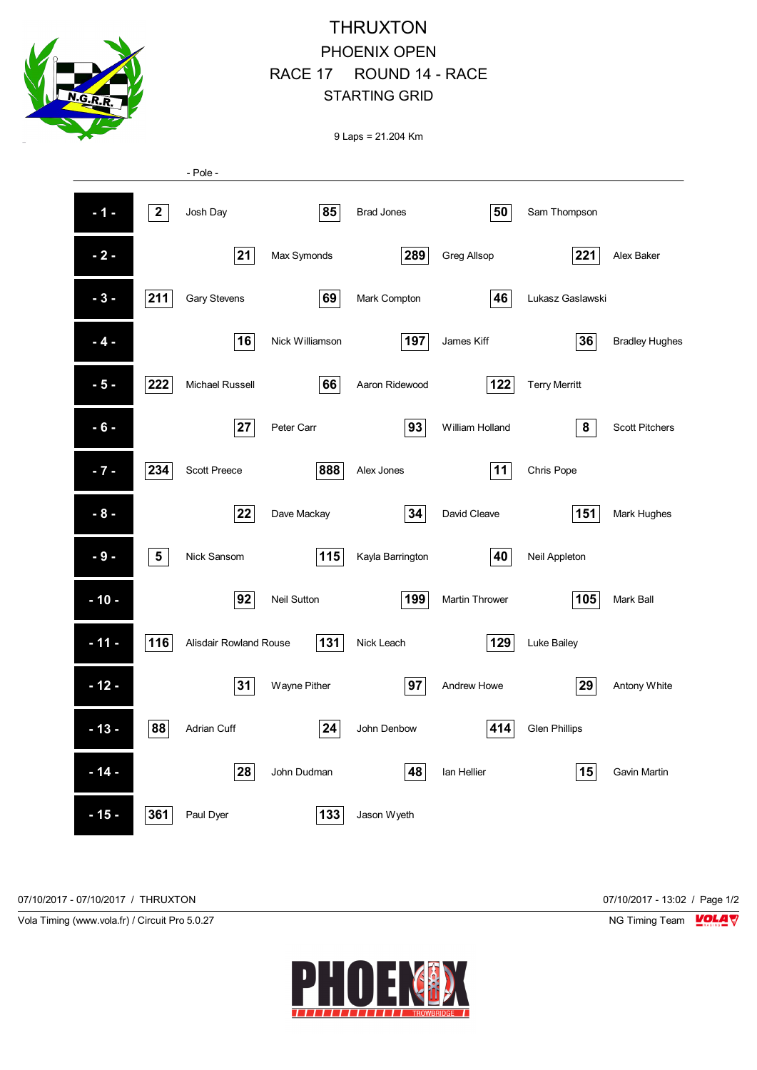# THRUXTON

## PHOENIX OPEN

## RACE 17 ROUND 14 - RACE

## STARTING GRID

9 Laps = 21.204 Km

- Pole -

| Row | No. | Driver | No. | Driver | No. | Driver |
|---|---|---|---|---|---|---|
| - 1 - | 2 | Josh Day | 85 | Brad Jones | 50 | Sam Thompson |
| - 2 - | 21 | Max Symonds | 289 | Greg Allsop | 221 | Alex Baker |
| - 3 - | 211 | Gary Stevens | 69 | Mark Compton | 46 | Lukasz Gaslawski |
| - 4 - | 16 | Nick Williamson | 197 | James Kiff | 36 | Bradley Hughes |
| - 5 - | 222 | Michael Russell | 66 | Aaron Ridewood | 122 | Terry Merritt |
| - 6 - | 27 | Peter Carr | 93 | William Holland | 8 | Scott Pitchers |
| - 7 - | 234 | Scott Preece | 888 | Alex Jones | 11 | Chris Pope |
| - 8 - | 22 | Dave Mackay | 34 | David Cleave | 151 | Mark Hughes |
| - 9 - | 5 | Nick Sansom | 115 | Kayla Barrington | 40 | Neil Appleton |
| - 10 - | 92 | Neil Sutton | 199 | Martin Thrower | 105 | Mark Ball |
| - 11 - | 116 | Alisdair Rowland Rouse | 131 | Nick Leach | 129 | Luke Bailey |
| - 12 - | 31 | Wayne Pither | 97 | Andrew Howe | 29 | Antony White |
| - 13 - | 88 | Adrian Cuff | 24 | John Denbow | 414 | Glen Phillips |
| - 14 - | 28 | John Dudman | 48 | Ian Hellier | 15 | Gavin Martin |
| - 15 - | 361 | Paul Dyer | 133 | Jason Wyeth | | |

07/10/2017 - 07/10/2017 / THRUXTON

07/10/2017 - 13:02 / Page 1/2

Vola Timing (www.vola.fr) / Circuit Pro 5.0.27

NG Timing Team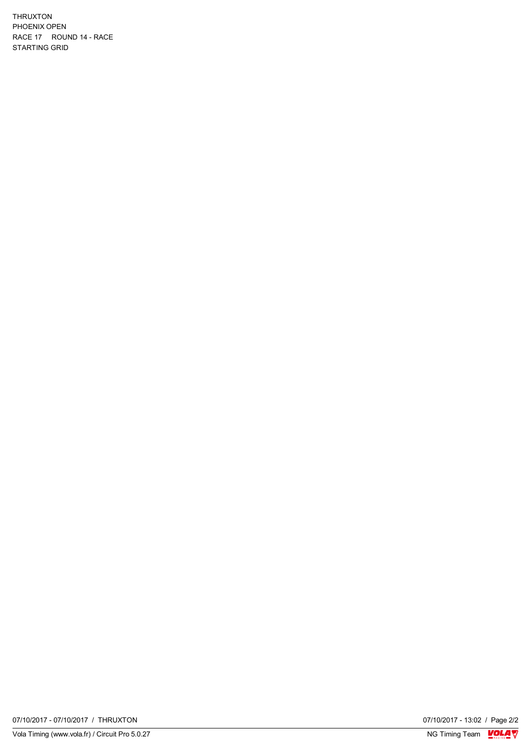THRUXTON
PHOENIX OPEN
RACE 17 ROUND 14 - RACE
STARTING GRID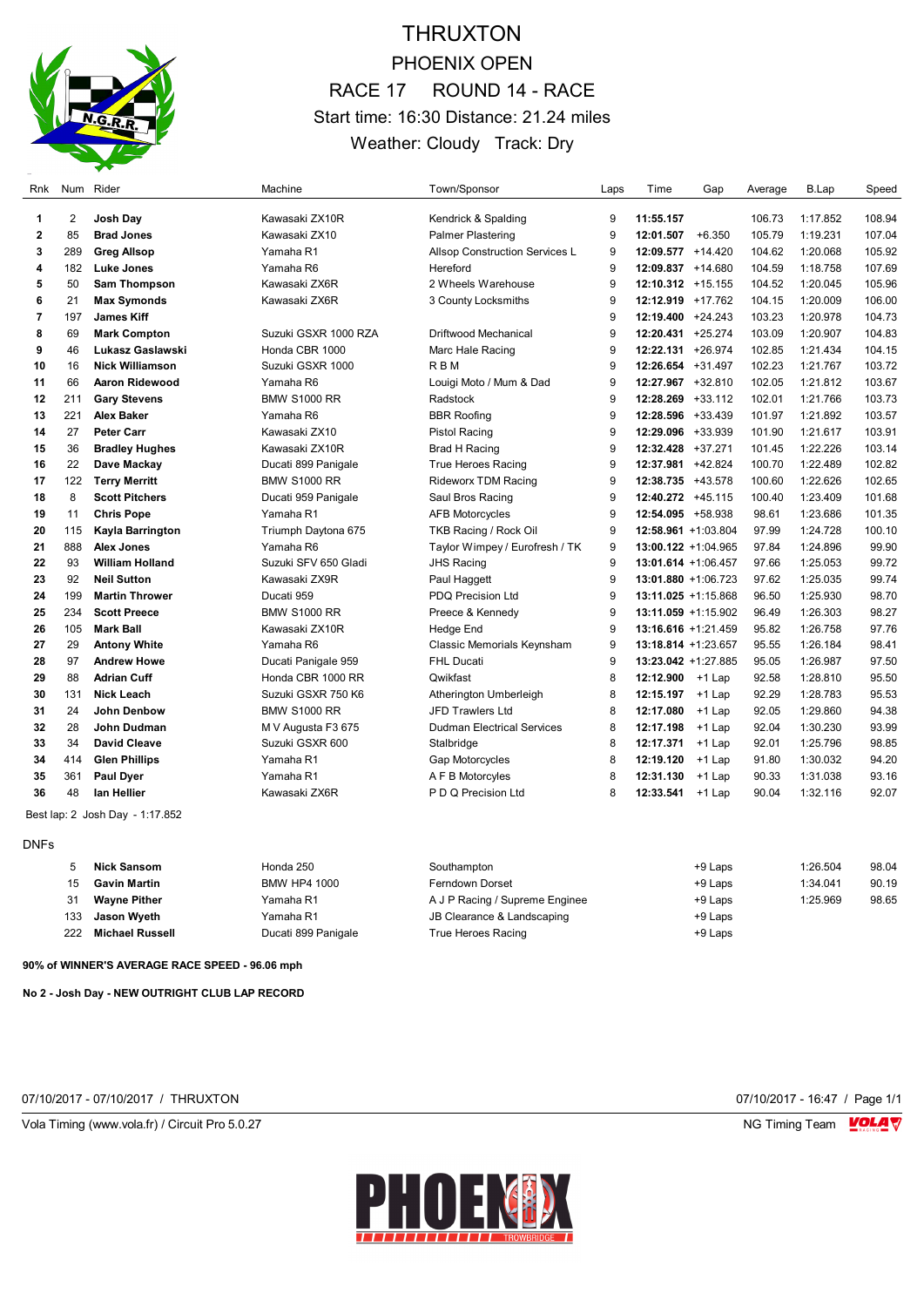# THRUXTON

## PHOENIX OPEN

## RACE 17 ROUND 14 - RACE

Start time: 16:30 Distance: 21.24 miles

Weather: Cloudy Track: Dry

| Rnk | Num | Rider | Machine | Town/Sponsor | Laps | Time | Gap | Average | B.Lap | Speed |
|---|---|---|---|---|---|---|---|---|---|---|
| 1 | 2 | **Josh Day** | Kawasaki ZX10R | Kendrick & Spalding | 9 | **11:55.157** | | 106.73 | 1:17.852 | 108.94 |
| 2 | 85 | **Brad Jones** | Kawasaki ZX10 | Palmer Plastering | 9 | **12:01.507** | +6.350 | 105.79 | 1:19.231 | 107.04 |
| 3 | 289 | **Greg Allsop** | Yamaha R1 | Allsop Construction Services L | 9 | **12:09.577** | +14.420 | 104.62 | 1:20.068 | 105.92 |
| 4 | 182 | **Luke Jones** | Yamaha R6 | Hereford | 9 | **12:09.837** | +14.680 | 104.59 | 1:18.758 | 107.69 |
| 5 | 50 | **Sam Thompson** | Kawasaki ZX6R | 2 Wheels Warehouse | 9 | **12:10.312** | +15.155 | 104.52 | 1:20.045 | 105.96 |
| 6 | 21 | **Max Symonds** | Kawasaki ZX6R | 3 County Locksmiths | 9 | **12:12.919** | +17.762 | 104.15 | 1:20.009 | 106.00 |
| 7 | 197 | **James Kiff** | | | 9 | **12:19.400** | +24.243 | 103.23 | 1:20.978 | 104.73 |
| 8 | 69 | **Mark Compton** | Suzuki GSXR 1000 RZA | Driftwood Mechanical | 9 | **12:20.431** | +25.274 | 103.09 | 1:20.907 | 104.83 |
| 9 | 46 | **Lukasz Gaslawski** | Honda CBR 1000 | Marc Hale Racing | 9 | **12:22.131** | +26.974 | 102.85 | 1:21.434 | 104.15 |
| 10 | 16 | **Nick Williamson** | Suzuki GSXR 1000 | R B M | 9 | **12:26.654** | +31.497 | 102.23 | 1:21.767 | 103.72 |
| 11 | 66 | **Aaron Ridewood** | Yamaha R6 | Louigi Moto / Mum & Dad | 9 | **12:27.967** | +32.810 | 102.05 | 1:21.812 | 103.67 |
| 12 | 211 | **Gary Stevens** | BMW S1000 RR | Radstock | 9 | **12:28.269** | +33.112 | 102.01 | 1:21.766 | 103.73 |
| 13 | 221 | **Alex Baker** | Yamaha R6 | BBR Roofing | 9 | **12:28.596** | +33.439 | 101.97 | 1:21.892 | 103.57 |
| 14 | 27 | **Peter Carr** | Kawasaki ZX10 | Pistol Racing | 9 | **12:29.096** | +33.939 | 101.90 | 1:21.617 | 103.91 |
| 15 | 36 | **Bradley Hughes** | Kawasaki ZX10R | Brad H Racing | 9 | **12:32.428** | +37.271 | 101.45 | 1:22.226 | 103.14 |
| 16 | 22 | **Dave Mackay** | Ducati 899 Panigale | True Heroes Racing | 9 | **12:37.981** | +42.824 | 100.70 | 1:22.489 | 102.82 |
| 17 | 122 | **Terry Merritt** | BMW S1000 RR | Rideworx TDM Racing | 9 | **12:38.735** | +43.578 | 100.60 | 1:22.626 | 102.65 |
| 18 | 8 | **Scott Pitchers** | Ducati 959 Panigale | Saul Bros Racing | 9 | **12:40.272** | +45.115 | 100.40 | 1:23.409 | 101.68 |
| 19 | 11 | **Chris Pope** | Yamaha R1 | AFB Motorcycles | 9 | **12:54.095** | +58.938 | 98.61 | 1:23.686 | 101.35 |
| 20 | 115 | **Kayla Barrington** | Triumph Daytona 675 | TKB Racing / Rock Oil | 9 | **12:58.961** | +1:03.804 | 97.99 | 1:24.728 | 100.10 |
| 21 | 888 | **Alex Jones** | Yamaha R6 | Taylor Wimpey / Eurofresh / TK | 9 | **13:00.122** | +1:04.965 | 97.84 | 1:24.896 | 99.90 |
| 22 | 93 | **William Holland** | Suzuki SFV 650 Gladi | JHS Racing | 9 | **13:01.614** | +1:06.457 | 97.66 | 1:25.053 | 99.72 |
| 23 | 92 | **Neil Sutton** | Kawasaki ZX9R | Paul Haggett | 9 | **13:01.880** | +1:06.723 | 97.62 | 1:25.035 | 99.74 |
| 24 | 199 | **Martin Thrower** | Ducati 959 | PDQ Precision Ltd | 9 | **13:11.025** | +1:15.868 | 96.50 | 1:25.930 | 98.70 |
| 25 | 234 | **Scott Preece** | BMW S1000 RR | Preece & Kennedy | 9 | **13:11.059** | +1:15.902 | 96.49 | 1:26.303 | 98.27 |
| 26 | 105 | **Mark Ball** | Kawasaki ZX10R | Hedge End | 9 | **13:16.616** | +1:21.459 | 95.82 | 1:26.758 | 97.76 |
| 27 | 29 | **Antony White** | Yamaha R6 | Classic Memorials Keynsham | 9 | **13:18.814** | +1:23.657 | 95.55 | 1:26.184 | 98.41 |
| 28 | 97 | **Andrew Howe** | Ducati Panigale 959 | FHL Ducati | 9 | **13:23.042** | +1:27.885 | 95.05 | 1:26.987 | 97.50 |
| 29 | 88 | **Adrian Cuff** | Honda CBR 1000 RR | Qwikfast | 8 | **12:12.900** | +1 Lap | 92.58 | 1:28.810 | 95.50 |
| 30 | 131 | **Nick Leach** | Suzuki GSXR 750 K6 | Atherington Umberleigh | 8 | **12:15.197** | +1 Lap | 92.29 | 1:28.783 | 95.53 |
| 31 | 24 | **John Denbow** | BMW S1000 RR | JFD Trawlers Ltd | 8 | **12:17.080** | +1 Lap | 92.05 | 1:29.860 | 94.38 |
| 32 | 28 | **John Dudman** | M V Augusta F3 675 | Dudman Electrical Services | 8 | **12:17.198** | +1 Lap | 92.04 | 1:30.230 | 93.99 |
| 33 | 34 | **David Cleave** | Suzuki GSXR 600 | Stalbridge | 8 | **12:17.371** | +1 Lap | 92.01 | 1:25.796 | 98.85 |
| 34 | 414 | **Glen Phillips** | Yamaha R1 | Gap Motorcycles | 8 | **12:19.120** | +1 Lap | 91.80 | 1:30.032 | 94.20 |
| 35 | 361 | **Paul Dyer** | Yamaha R1 | A F B Motorcyles | 8 | **12:31.130** | +1 Lap | 90.33 | 1:31.038 | 93.16 |
| 36 | 48 | **Ian Hellier** | Kawasaki ZX6R | P D Q Precision Ltd | 8 | **12:33.541** | +1 Lap | 90.04 | 1:32.116 | 92.07 |

Best lap: 2 Josh Day - 1:17.852

DNFs

| Num | Rider | Machine | Town/Sponsor | Gap | B.Lap | Speed |
|---|---|---|---|---|---|---|
| 5 | **Nick Sansom** | Honda 250 | Southampton | +9 Laps | 1:26.504 | 98.04 |
| 15 | **Gavin Martin** | BMW HP4 1000 | Ferndown Dorset | +9 Laps | 1:34.041 | 90.19 |
| 31 | **Wayne Pither** | Yamaha R1 | A J P Racing / Supreme Enginee | +9 Laps | 1:25.969 | 98.65 |
| 133 | **Jason Wyeth** | Yamaha R1 | JB Clearance & Landscaping | +9 Laps | | |
| 222 | **Michael Russell** | Ducati 899 Panigale | True Heroes Racing | +9 Laps | | |

**90% of WINNER'S AVERAGE RACE SPEED - 96.06 mph**

**No 2 - Josh Day - NEW OUTRIGHT CLUB LAP RECORD**

07/10/2017 - 07/10/2017 / THRUXTON

07/10/2017 - 16:47 / Page 1/1

Vola Timing (www.vola.fr) / Circuit Pro 5.0.27

NG Timing Team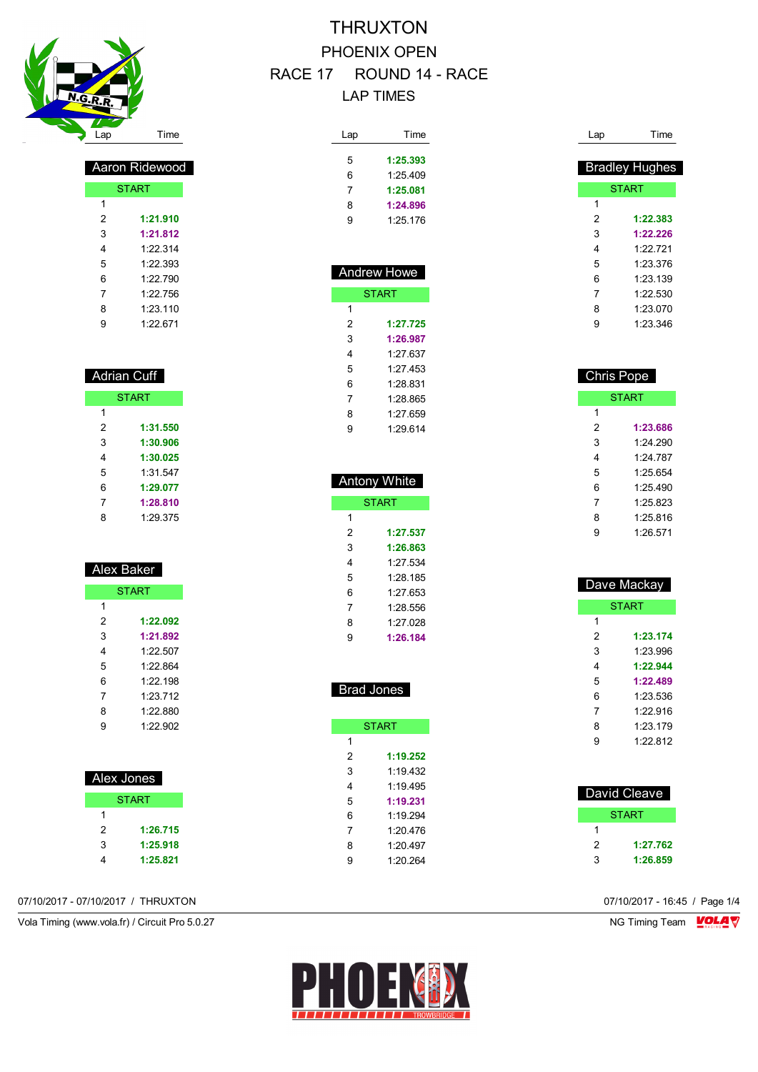# THRUXTON

## PHOENIX OPEN

## RACE 17 ROUND 14 - RACE

## LAP TIMES

### Aaron Ridewood

| Lap | Time |
|---|---|
| START | |
| 1 | |
| 2 | **1:21.910** |
| 3 | **1:21.812** |
| 4 | 1:22.314 |
| 5 | 1:22.393 |
| 6 | 1:22.790 |
| 7 | 1:22.756 |
| 8 | 1:23.110 |
| 9 | 1:22.671 |

### Adrian Cuff

| Lap | Time |
|---|---|
| START | |
| 1 | |
| 2 | **1:31.550** |
| 3 | **1:30.906** |
| 4 | **1:30.025** |
| 5 | 1:31.547 |
| 6 | **1:29.077** |
| 7 | **1:28.810** |
| 8 | 1:29.375 |

### Alex Baker

| Lap | Time |
|---|---|
| START | |
| 1 | |
| 2 | **1:22.092** |
| 3 | **1:21.892** |
| 4 | 1:22.507 |
| 5 | 1:22.864 |
| 6 | 1:22.198 |
| 7 | 1:23.712 |
| 8 | 1:22.880 |
| 9 | 1:22.902 |

### Alex Jones

| Lap | Time |
|---|---|
| START | |
| 1 | |
| 2 | **1:26.715** |
| 3 | **1:25.918** |
| 4 | **1:25.821** |
| 5 | **1:25.393** |
| 6 | 1:25.409 |
| 7 | **1:25.081** |
| 8 | **1:24.896** |
| 9 | 1:25.176 |

### Andrew Howe

| Lap | Time |
|---|---|
| START | |
| 1 | |
| 2 | **1:27.725** |
| 3 | **1:26.987** |
| 4 | 1:27.637 |
| 5 | 1:27.453 |
| 6 | 1:28.831 |
| 7 | 1:28.865 |
| 8 | 1:27.659 |
| 9 | 1:29.614 |

### Antony White

| Lap | Time |
|---|---|
| START | |
| 1 | |
| 2 | **1:27.537** |
| 3 | **1:26.863** |
| 4 | 1:27.534 |
| 5 | 1:28.185 |
| 6 | 1:27.653 |
| 7 | 1:28.556 |
| 8 | 1:27.028 |
| 9 | **1:26.184** |

### Brad Jones

| Lap | Time |
|---|---|
| START | |
| 1 | |
| 2 | **1:19.252** |
| 3 | 1:19.432 |
| 4 | 1:19.495 |
| 5 | **1:19.231** |
| 6 | 1:19.294 |
| 7 | 1:20.476 |
| 8 | 1:20.497 |
| 9 | 1:20.264 |

### Bradley Hughes

| Lap | Time |
|---|---|
| START | |
| 1 | |
| 2 | **1:22.383** |
| 3 | **1:22.226** |
| 4 | 1:22.721 |
| 5 | 1:23.376 |
| 6 | 1:23.139 |
| 7 | 1:22.530 |
| 8 | 1:23.070 |
| 9 | 1:23.346 |

### Chris Pope

| Lap | Time |
|---|---|
| START | |
| 1 | |
| 2 | **1:23.686** |
| 3 | 1:24.290 |
| 4 | 1:24.787 |
| 5 | 1:25.654 |
| 6 | 1:25.490 |
| 7 | 1:25.823 |
| 8 | 1:25.816 |
| 9 | 1:26.571 |

### Dave Mackay

| Lap | Time |
|---|---|
| START | |
| 1 | |
| 2 | **1:23.174** |
| 3 | 1:23.996 |
| 4 | **1:22.944** |
| 5 | **1:22.489** |
| 6 | 1:23.536 |
| 7 | 1:22.916 |
| 8 | 1:23.179 |
| 9 | 1:22.812 |

### David Cleave

| Lap | Time |
|---|---|
| START | |
| 1 | |
| 2 | **1:27.762** |
| 3 | **1:26.859** |

07/10/2017 - 07/10/2017 / THRUXTON

Vola Timing (www.vola.fr) / Circuit Pro 5.0.27

07/10/2017 - 16:45 / Page 1/4

NG Timing Team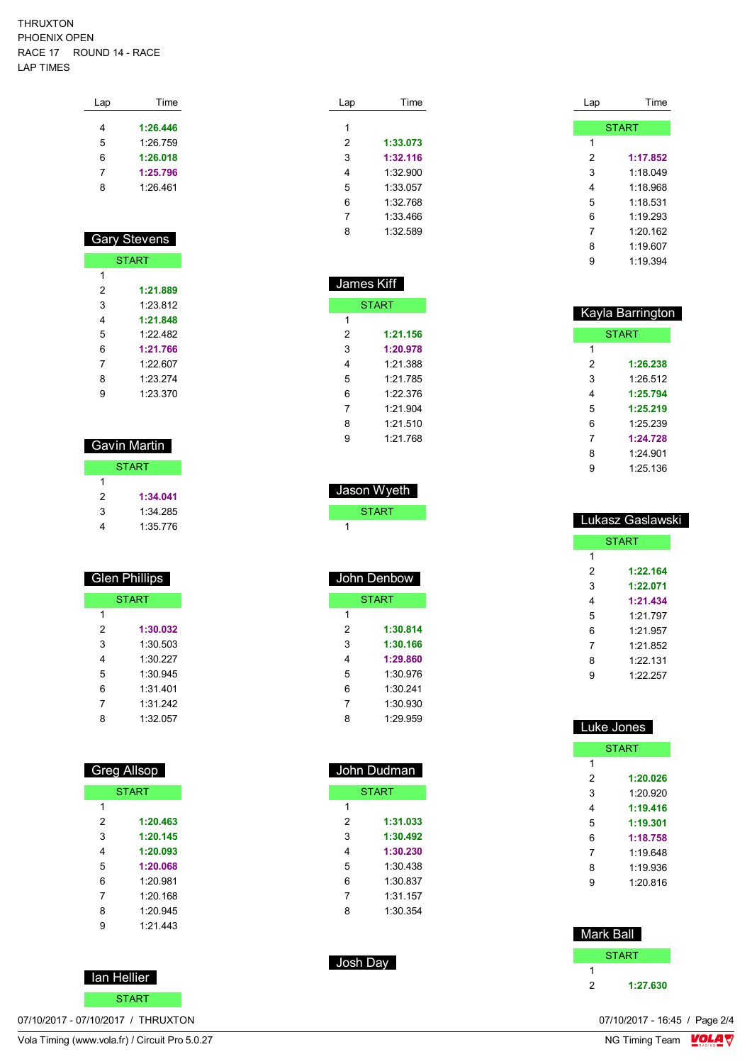THRUXTON
PHOENIX OPEN
RACE 17 ROUND 14 - RACE
LAP TIMES

| Lap | Time |
|---|---|
| 4 | **1:26.446** |
| 5 | 1:26.759 |
| 6 | **1:26.018** |
| 7 | **1:25.796** |
| 8 | 1:26.461 |

## Gary Stevens

| Lap | Time |
|---|---|
| START | |
| 1 | |
| 2 | **1:21.889** |
| 3 | 1:23.812 |
| 4 | **1:21.848** |
| 5 | 1:22.482 |
| 6 | **1:21.766** |
| 7 | 1:22.607 |
| 8 | 1:23.274 |
| 9 | 1:23.370 |

## Gavin Martin

| Lap | Time |
|---|---|
| START | |
| 1 | |
| 2 | **1:34.041** |
| 3 | 1:34.285 |
| 4 | 1:35.776 |

## Glen Phillips

| Lap | Time |
|---|---|
| START | |
| 1 | |
| 2 | **1:30.032** |
| 3 | 1:30.503 |
| 4 | 1:30.227 |
| 5 | 1:30.945 |
| 6 | 1:31.401 |
| 7 | 1:31.242 |
| 8 | 1:32.057 |

## Greg Allsop

| Lap | Time |
|---|---|
| START | |
| 1 | |
| 2 | **1:20.463** |
| 3 | **1:20.145** |
| 4 | **1:20.093** |
| 5 | **1:20.068** |
| 6 | 1:20.981 |
| 7 | 1:20.168 |
| 8 | 1:20.945 |
| 9 | 1:21.443 |

## Ian Hellier

| Lap | Time |
|---|---|
| START | |

| Lap | Time |
|---|---|
| 1 | |
| 2 | **1:33.073** |
| 3 | **1:32.116** |
| 4 | 1:32.900 |
| 5 | 1:33.057 |
| 6 | 1:32.768 |
| 7 | 1:33.466 |
| 8 | 1:32.589 |

## James Kiff

| Lap | Time |
|---|---|
| START | |
| 1 | |
| 2 | **1:21.156** |
| 3 | **1:20.978** |
| 4 | 1:21.388 |
| 5 | 1:21.785 |
| 6 | 1:22.376 |
| 7 | 1:21.904 |
| 8 | 1:21.510 |
| 9 | 1:21.768 |

## Jason Wyeth

| Lap | Time |
|---|---|
| START | |
| 1 | |

## John Denbow

| Lap | Time |
|---|---|
| START | |
| 1 | |
| 2 | **1:30.814** |
| 3 | **1:30.166** |
| 4 | **1:29.860** |
| 5 | 1:30.976 |
| 6 | 1:30.241 |
| 7 | 1:30.930 |
| 8 | 1:29.959 |

## John Dudman

| Lap | Time |
|---|---|
| START | |
| 1 | |
| 2 | **1:31.033** |
| 3 | **1:30.492** |
| 4 | **1:30.230** |
| 5 | 1:30.438 |
| 6 | 1:30.837 |
| 7 | 1:31.157 |
| 8 | 1:30.354 |

## Josh Day

| Lap | Time |
|---|---|
| START | |
| 1 | |
| 2 | **1:17.852** |
| 3 | 1:18.049 |
| 4 | 1:18.968 |
| 5 | 1:18.531 |
| 6 | 1:19.293 |
| 7 | 1:20.162 |
| 8 | 1:19.607 |
| 9 | 1:19.394 |

## Kayla Barrington

| Lap | Time |
|---|---|
| START | |
| 1 | |
| 2 | **1:26.238** |
| 3 | 1:26.512 |
| 4 | **1:25.794** |
| 5 | **1:25.219** |
| 6 | 1:25.239 |
| 7 | **1:24.728** |
| 8 | 1:24.901 |
| 9 | 1:25.136 |

## Lukasz Gaslawski

| Lap | Time |
|---|---|
| START | |
| 1 | |
| 2 | **1:22.164** |
| 3 | **1:22.071** |
| 4 | **1:21.434** |
| 5 | 1:21.797 |
| 6 | 1:21.957 |
| 7 | 1:21.852 |
| 8 | 1:22.131 |
| 9 | 1:22.257 |

## Luke Jones

| Lap | Time |
|---|---|
| START | |
| 1 | |
| 2 | **1:20.026** |
| 3 | 1:20.920 |
| 4 | **1:19.416** |
| 5 | **1:19.301** |
| 6 | **1:18.758** |
| 7 | 1:19.648 |
| 8 | 1:19.936 |
| 9 | 1:20.816 |

## Mark Ball

| Lap | Time |
|---|---|
| START | |
| 1 | |
| 2 | **1:27.630** |

07/10/2017 - 07/10/2017 / THRUXTON

Vola Timing (www.vola.fr) / Circuit Pro 5.0.27

07/10/2017 - 16:45

NG Timing Team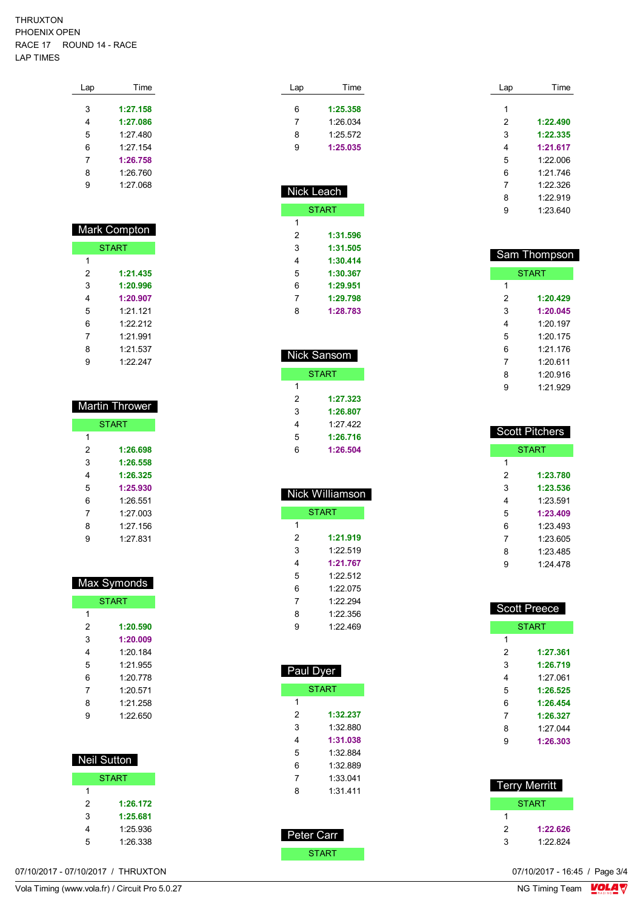THRUXTON
PHOENIX OPEN
RACE 17 ROUND 14 - RACE
LAP TIMES

| Lap | Time |
|---|---|
| 3 | **1:27.158** |
| 4 | **1:27.086** |
| 5 | 1:27.480 |
| 6 | 1:27.154 |
| 7 | **1:26.758** |
| 8 | 1:26.760 |
| 9 | 1:27.068 |

### Mark Compton

| Lap | Time |
|---|---|
| START | |
| 1 | |
| 2 | **1:21.435** |
| 3 | **1:20.996** |
| 4 | **1:20.907** |
| 5 | 1:21.121 |
| 6 | 1:22.212 |
| 7 | 1:21.991 |
| 8 | 1:21.537 |
| 9 | 1:22.247 |

### Martin Thrower

| Lap | Time |
|---|---|
| START | |
| 1 | |
| 2 | **1:26.698** |
| 3 | **1:26.558** |
| 4 | **1:26.325** |
| 5 | **1:25.930** |
| 6 | 1:26.551 |
| 7 | 1:27.003 |
| 8 | 1:27.156 |
| 9 | 1:27.831 |

### Max Symonds

| Lap | Time |
|---|---|
| START | |
| 1 | |
| 2 | **1:20.590** |
| 3 | **1:20.009** |
| 4 | 1:20.184 |
| 5 | 1:21.955 |
| 6 | 1:20.778 |
| 7 | 1:20.571 |
| 8 | 1:21.258 |
| 9 | 1:22.650 |

### Neil Sutton

| Lap | Time |
|---|---|
| START | |
| 1 | |
| 2 | **1:26.172** |
| 3 | **1:25.681** |
| 4 | 1:25.936 |
| 5 | 1:26.338 |

| Lap | Time |
|---|---|
| 6 | **1:25.358** |
| 7 | 1:26.034 |
| 8 | 1:25.572 |
| 9 | **1:25.035** |

### Nick Leach

| Lap | Time |
|---|---|
| START | |
| 1 | |
| 2 | **1:31.596** |
| 3 | **1:31.505** |
| 4 | **1:30.414** |
| 5 | **1:30.367** |
| 6 | **1:29.951** |
| 7 | **1:29.798** |
| 8 | **1:28.783** |

### Nick Sansom

| Lap | Time |
|---|---|
| START | |
| 1 | |
| 2 | **1:27.323** |
| 3 | **1:26.807** |
| 4 | 1:27.422 |
| 5 | **1:26.716** |
| 6 | **1:26.504** |

### Nick Williamson

| Lap | Time |
|---|---|
| START | |
| 1 | |
| 2 | **1:21.919** |
| 3 | 1:22.519 |
| 4 | **1:21.767** |
| 5 | 1:22.512 |
| 6 | 1:22.075 |
| 7 | 1:22.294 |
| 8 | 1:22.356 |
| 9 | 1:22.469 |

### Paul Dyer

| Lap | Time |
|---|---|
| START | |
| 1 | |
| 2 | **1:32.237** |
| 3 | 1:32.880 |
| 4 | **1:31.038** |
| 5 | 1:32.884 |
| 6 | 1:32.889 |
| 7 | 1:33.041 |
| 8 | 1:31.411 |

### Peter Carr

| Lap | Time |
|---|---|
| START | |
| 1 | |
| 2 | **1:22.490** |
| 3 | **1:22.335** |
| 4 | **1:21.617** |
| 5 | 1:22.006 |
| 6 | 1:21.746 |
| 7 | 1:22.326 |
| 8 | 1:22.919 |
| 9 | 1:23.640 |

### Sam Thompson

| Lap | Time |
|---|---|
| START | |
| 1 | |
| 2 | **1:20.429** |
| 3 | **1:20.045** |
| 4 | 1:20.197 |
| 5 | 1:20.175 |
| 6 | 1:21.176 |
| 7 | 1:20.611 |
| 8 | 1:20.916 |
| 9 | 1:21.929 |

### Scott Pitchers

| Lap | Time |
|---|---|
| START | |
| 1 | |
| 2 | **1:23.780** |
| 3 | **1:23.536** |
| 4 | 1:23.591 |
| 5 | **1:23.409** |
| 6 | 1:23.493 |
| 7 | 1:23.605 |
| 8 | 1:23.485 |
| 9 | 1:24.478 |

### Scott Preece

| Lap | Time |
|---|---|
| START | |
| 1 | |
| 2 | **1:27.361** |
| 3 | **1:26.719** |
| 4 | 1:27.061 |
| 5 | **1:26.525** |
| 6 | **1:26.454** |
| 7 | **1:26.327** |
| 8 | 1:27.044 |
| 9 | **1:26.303** |

### Terry Merritt

| Lap | Time |
|---|---|
| START | |
| 1 | |
| 2 | **1:22.626** |
| 3 | 1:22.824 |

07/10/2017 - 07/10/2017 / THRUXTON
07/10/2017 - 16:45
Vola Timing (www.vola.fr) / Circuit Pro 5.0.27
NG Timing Team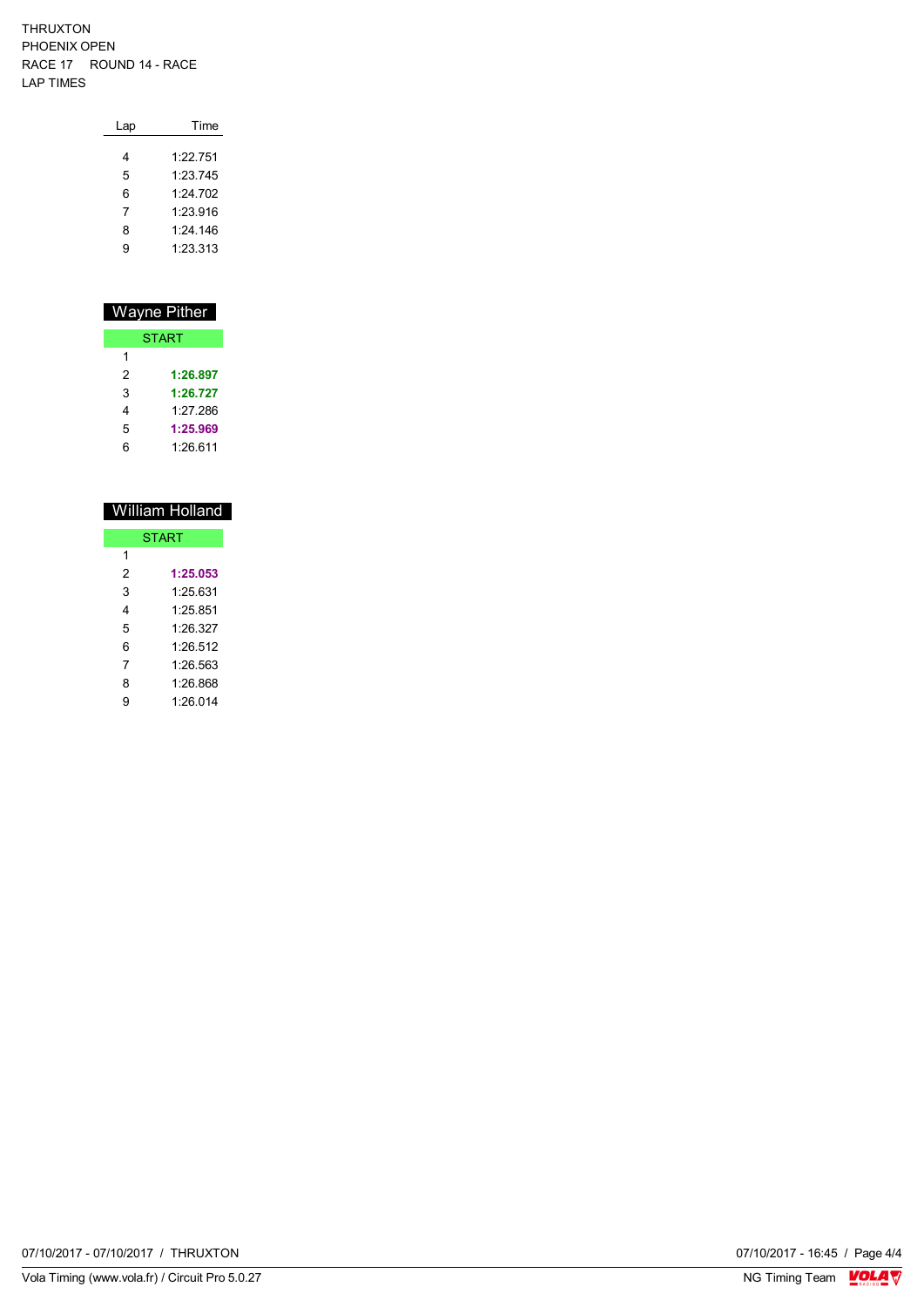THRUXTON
PHOENIX OPEN
RACE 17 ROUND 14 - RACE
LAP TIMES

| Lap | Time |
|---|---|
| 4 | 1:22.751 |
| 5 | 1:23.745 |
| 6 | 1:24.702 |
| 7 | 1:23.916 |
| 8 | 1:24.146 |
| 9 | 1:23.313 |

## Wayne Pither

| START | |
|---|---|
| 1 | |
| 2 | **1:26.897** |
| 3 | **1:26.727** |
| 4 | 1:27.286 |
| 5 | **1:25.969** |
| 6 | 1:26.611 |

## William Holland

| START | |
|---|---|
| 1 | |
| 2 | **1:25.053** |
| 3 | 1:25.631 |
| 4 | 1:25.851 |
| 5 | 1:26.327 |
| 6 | 1:26.512 |
| 7 | 1:26.563 |
| 8 | 1:26.868 |
| 9 | 1:26.014 |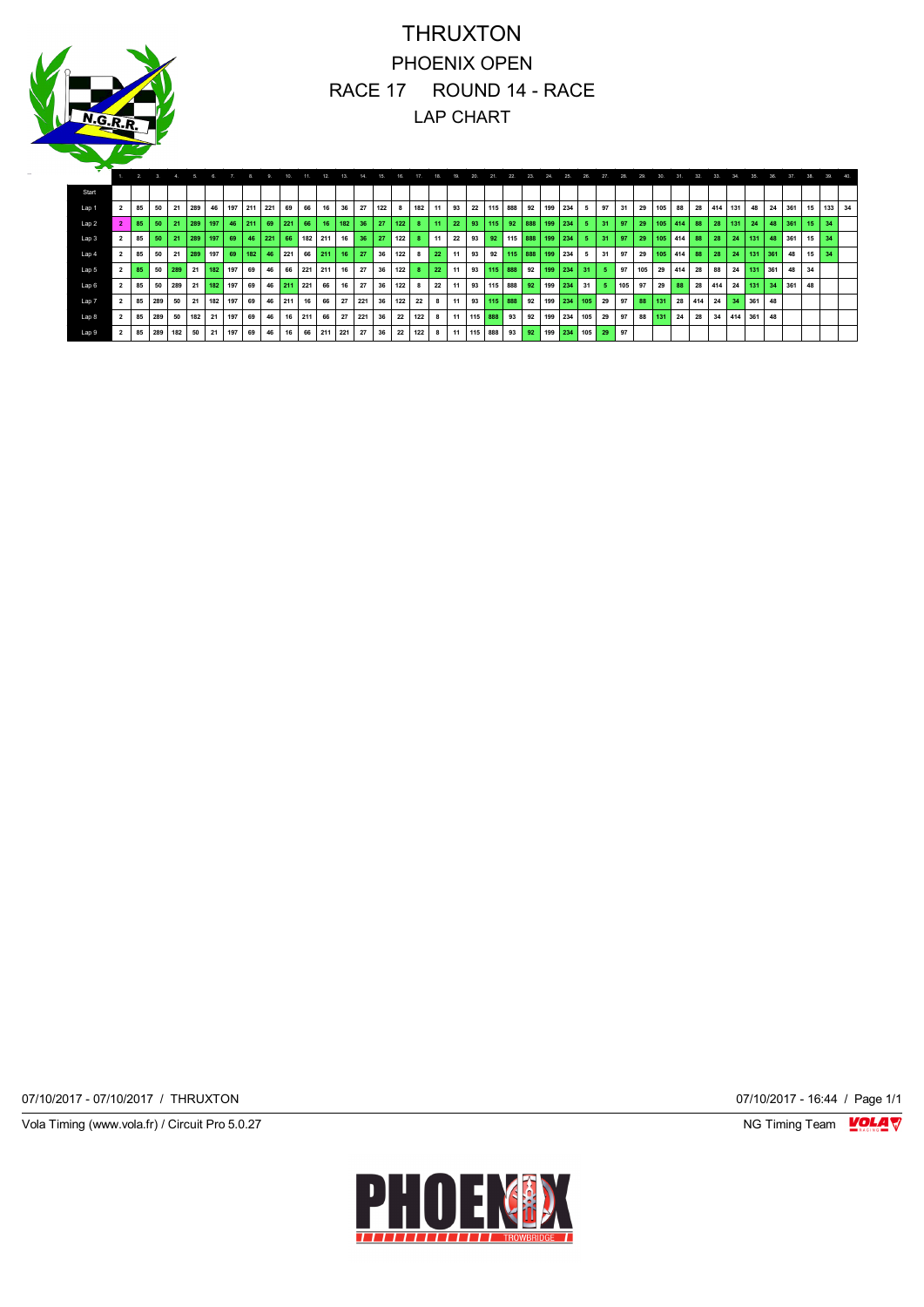# THRUXTON

## PHOENIX OPEN

## RACE 17 ROUND 14 - RACE

## LAP CHART

| | 1. | 2. | 3. | 4. | 5. | 6. | 7. | 8. | 9. | 10. | 11. | 12. | 13. | 14. | 15. | 16. | 17. | 18. | 19. | 20. | 21. | 22. | 23. | 24. | 25. | 26. | 27. | 28. | 29. | 30. | 31. | 32. | 33. | 34. | 35. | 36. | 37. | 38. | 39. | 40. |
|---|---|---|---|---|---|---|---|---|---|---|---|---|---|---|---|---|---|---|---|---|---|---|---|---|---|---|---|---|---|---|---|---|---|---|---|---|---|---|---|---|
| Start | | | | | | | | | | | | | | | | | | | | | | | | | | | | | | | | | | | | | | | | |
| Lap 1 | 2 | 85 | 50 | 21 | 289 | 46 | 197 | 211 | 221 | 69 | 66 | 16 | 36 | 27 | 122 | 8 | 182 | 11 | 93 | 22 | 115 | 888 | 92 | 199 | 234 | 5 | 97 | 31 | 29 | 105 | 88 | 28 | 414 | 131 | 48 | 24 | 361 | 15 | 133 | 34 |
| Lap 2 | 2 | 85 | 50 | 21 | 289 | 197 | 46 | 211 | 69 | 221 | 66 | 16 | 182 | 36 | 27 | 122 | 8 | 11 | 22 | 93 | 115 | 92 | 888 | 199 | 234 | 5 | 31 | 97 | 29 | 105 | 414 | 88 | 28 | 131 | 24 | 48 | 361 | 15 | 34 | |
| Lap 3 | 2 | 85 | 50 | 21 | 289 | 197 | 69 | 46 | 221 | 66 | 182 | 211 | 16 | 36 | 27 | 122 | 8 | 11 | 22 | 93 | 92 | 115 | 888 | 199 | 234 | 5 | 31 | 97 | 29 | 105 | 414 | 88 | 28 | 24 | 131 | 48 | 361 | 15 | 34 | |
| Lap 4 | 2 | 85 | 50 | 21 | 289 | 197 | 69 | 182 | 46 | 221 | 66 | 211 | 16 | 27 | 36 | 122 | 8 | 22 | 11 | 93 | 92 | 115 | 888 | 199 | 234 | 5 | 31 | 97 | 29 | 105 | 414 | 88 | 28 | 24 | 131 | 361 | 48 | 15 | 34 | |
| Lap 5 | 2 | 85 | 50 | 289 | 21 | 182 | 197 | 69 | 46 | 66 | 221 | 211 | 16 | 27 | 36 | 122 | 8 | 22 | 11 | 93 | 115 | 888 | 92 | 199 | 234 | 31 | 5 | 97 | 105 | 29 | 414 | 28 | 88 | 24 | 131 | 361 | 48 | 34 | | |
| Lap 6 | 2 | 85 | 50 | 289 | 21 | 182 | 197 | 69 | 46 | 211 | 221 | 66 | 16 | 27 | 36 | 122 | 8 | 22 | 11 | 93 | 115 | 888 | 92 | 199 | 234 | 31 | 5 | 105 | 97 | 29 | 88 | 28 | 414 | 24 | 131 | 34 | 361 | 48 | | |
| Lap 7 | 2 | 85 | 289 | 50 | 21 | 182 | 197 | 69 | 46 | 211 | 16 | 66 | 27 | 221 | 36 | 122 | 22 | 8 | 11 | 93 | 115 | 888 | 92 | 199 | 234 | 105 | 29 | 97 | 88 | 131 | 28 | 414 | 24 | 34 | 361 | 48 | | | | |
| Lap 8 | 2 | 85 | 289 | 50 | 182 | 21 | 197 | 69 | 46 | 16 | 211 | 66 | 27 | 221 | 36 | 22 | 122 | 8 | 11 | 115 | 888 | 93 | 92 | 199 | 234 | 105 | 29 | 97 | 88 | 131 | 24 | 28 | 34 | 414 | 361 | 48 | | | | |
| Lap 9 | 2 | 85 | 289 | 182 | 50 | 21 | 197 | 69 | 46 | 16 | 66 | 211 | 221 | 27 | 36 | 22 | 122 | 8 | 11 | 115 | 888 | 93 | 92 | 199 | 234 | 105 | 29 | 97 | | | | | | | | | | | | |

07/10/2017 - 07/10/2017 / THRUXTON

07/10/2017 - 16:44

Vola Timing (www.vola.fr) / Circuit Pro 5.0.27

NG Timing Team